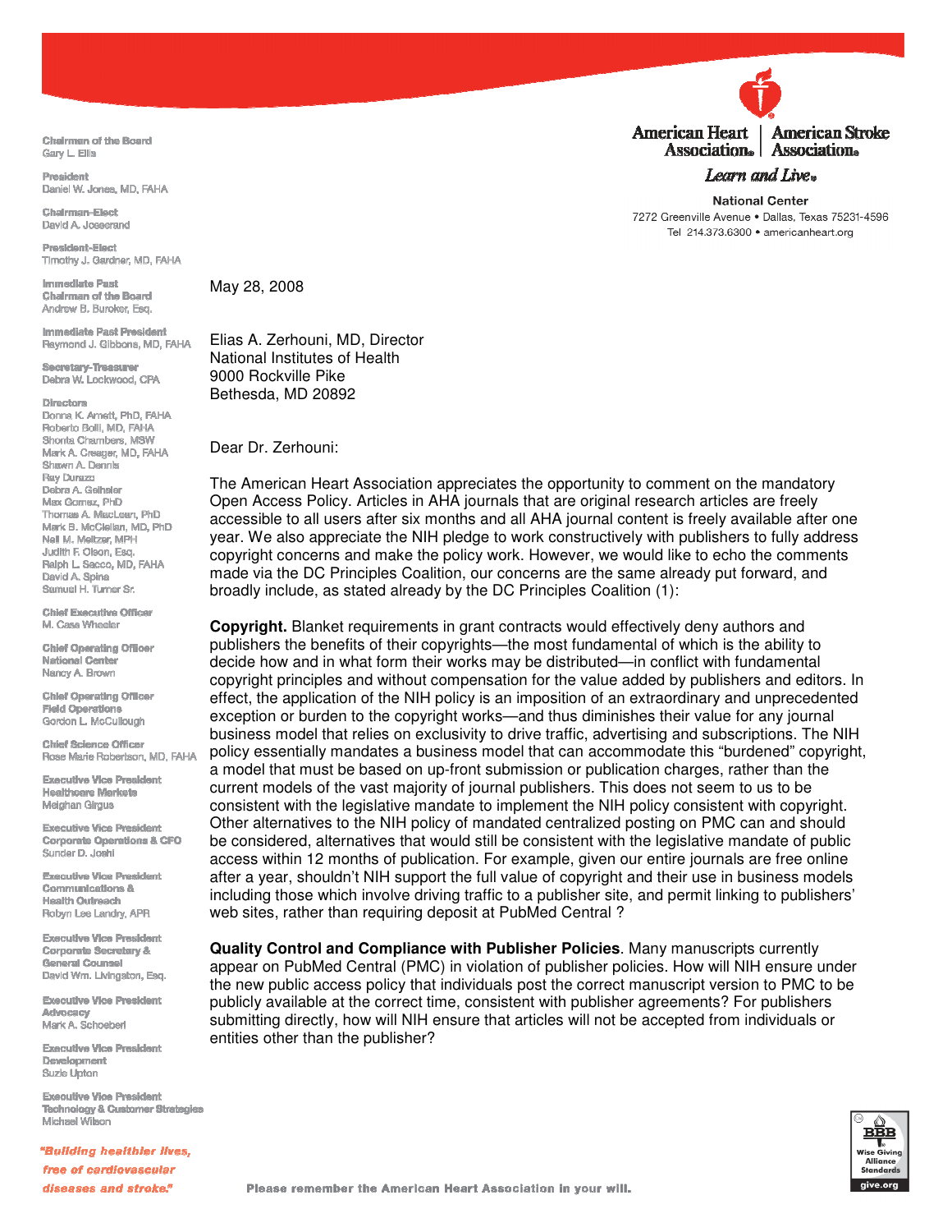**American Heart Association | American Stroke Association**

*Learn and Live.*

National Center
7272 Greenville Avenue • Dallas, Texas 75231-4596
Tel 214.373.6300 • americanheart.org

**Chairman of the Board**
Gary L. Ellis

**President**
Daniel W. Jones, MD, FAHA

**Chairman-Elect**
David A. Josserand

**President-Elect**
Timothy J. Gardner, MD, FAHA

**Immediate Past Chairman of the Board**
Andrew B. Buroker, Esq.

**Immediate Past President**
Raymond J. Gibbons, MD, FAHA

**Secretary-Treasurer**
Debra W. Lockwood, CPA

**Directors**
Donna K. Arnett, PhD, FAHA
Roberto Bolli, MD, FAHA
Shonta Chambers, MSW
Mark A. Creager, MD, FAHA
Shawn A. Dennis
Ray Durazo
Debra A. Geihsler
Max Gomez, PhD
Thomas A. MacLean, PhD
Mark B. McClellan, MD, PhD
Neil M. Meltzer, MPH
Judith F. Olson, Esq.
Ralph L. Sacco, MD, FAHA
David A. Spina
Samuel H. Turner Sr.

**Chief Executive Officer**
M. Cass Wheeler

**Chief Operating Officer National Center**
Nancy A. Brown

**Chief Operating Officer Field Operations**
Gordon L. McCullough

**Chief Science Officer**
Rose Marie Robertson, MD, FAHA

**Executive Vice President Healthcare Markets**
Meighan Girgus

**Executive Vice President Corporate Operations & CFO**
Sunder D. Joshi

**Executive Vice President Communications & Health Outreach**
Robyn Lee Landry, APR

**Executive Vice President Corporate Secretary & General Counsel**
David Wm. Livingston, Esq.

**Executive Vice President Advocacy**
Mark A. Schoeberl

**Executive Vice President Development**
Suzie Upton

**Executive Vice President Technology & Customer Strategies**
Michael Wilson

*"Building healthier lives, free of cardiovascular diseases and stroke."*

May 28, 2008

Elias A. Zerhouni, MD, Director
National Institutes of Health
9000 Rockville Pike
Bethesda, MD 20892

Dear Dr. Zerhouni:

The American Heart Association appreciates the opportunity to comment on the mandatory Open Access Policy. Articles in AHA journals that are original research articles are freely accessible to all users after six months and all AHA journal content is freely available after one year. We also appreciate the NIH pledge to work constructively with publishers to fully address copyright concerns and make the policy work. However, we would like to echo the comments made via the DC Principles Coalition, our concerns are the same already put forward, and broadly include, as stated already by the DC Principles Coalition (1):

**Copyright.** Blanket requirements in grant contracts would effectively deny authors and publishers the benefits of their copyrights—the most fundamental of which is the ability to decide how and in what form their works may be distributed—in conflict with fundamental copyright principles and without compensation for the value added by publishers and editors. In effect, the application of the NIH policy is an imposition of an extraordinary and unprecedented exception or burden to the copyright works—and thus diminishes their value for any journal business model that relies on exclusivity to drive traffic, advertising and subscriptions. The NIH policy essentially mandates a business model that can accommodate this "burdened" copyright, a model that must be based on up-front submission or publication charges, rather than the current models of the vast majority of journal publishers. This does not seem to us to be consistent with the legislative mandate to implement the NIH policy consistent with copyright. Other alternatives to the NIH policy of mandated centralized posting on PMC can and should be considered, alternatives that would still be consistent with the legislative mandate of public access within 12 months of publication. For example, given our entire journals are free online after a year, shouldn't NIH support the full value of copyright and their use in business models including those which involve driving traffic to a publisher site, and permit linking to publishers' web sites, rather than requiring deposit at PubMed Central ?

**Quality Control and Compliance with Publisher Policies**. Many manuscripts currently appear on PubMed Central (PMC) in violation of publisher policies. How will NIH ensure under the new public access policy that individuals post the correct manuscript version to PMC to be publicly available at the correct time, consistent with publisher agreements? For publishers submitting directly, how will NIH ensure that articles will not be accepted from individuals or entities other than the publisher?

Please remember the American Heart Association in your will.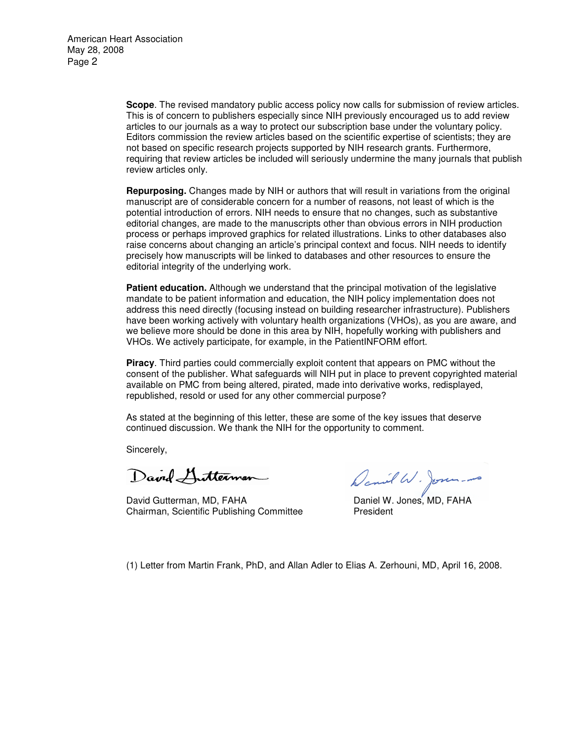**Scope**. The revised mandatory public access policy now calls for submission of review articles. This is of concern to publishers especially since NIH previously encouraged us to add review articles to our journals as a way to protect our subscription base under the voluntary policy. Editors commission the review articles based on the scientific expertise of scientists; they are not based on specific research projects supported by NIH research grants. Furthermore, requiring that review articles be included will seriously undermine the many journals that publish review articles only.

**Repurposing.** Changes made by NIH or authors that will result in variations from the original manuscript are of considerable concern for a number of reasons, not least of which is the potential introduction of errors. NIH needs to ensure that no changes, such as substantive editorial changes, are made to the manuscripts other than obvious errors in NIH production process or perhaps improved graphics for related illustrations. Links to other databases also raise concerns about changing an article's principal context and focus. NIH needs to identify precisely how manuscripts will be linked to databases and other resources to ensure the editorial integrity of the underlying work.

**Patient education.** Although we understand that the principal motivation of the legislative mandate to be patient information and education, the NIH policy implementation does not address this need directly (focusing instead on building researcher infrastructure). Publishers have been working actively with voluntary health organizations (VHOs), as you are aware, and we believe more should be done in this area by NIH, hopefully working with publishers and VHOs. We actively participate, for example, in the PatientINFORM effort.

**Piracy**. Third parties could commercially exploit content that appears on PMC without the consent of the publisher. What safeguards will NIH put in place to prevent copyrighted material available on PMC from being altered, pirated, made into derivative works, redisplayed, republished, resold or used for any other commercial purpose?

As stated at the beginning of this letter, these are some of the key issues that deserve continued discussion. We thank the NIH for the opportunity to comment.

Sincerely,

David Gutterman, MD, FAHA
Chairman, Scientific Publishing Committee

Daniel W. Jones, MD, FAHA
President

(1) Letter from Martin Frank, PhD, and Allan Adler to Elias A. Zerhouni, MD, April 16, 2008.